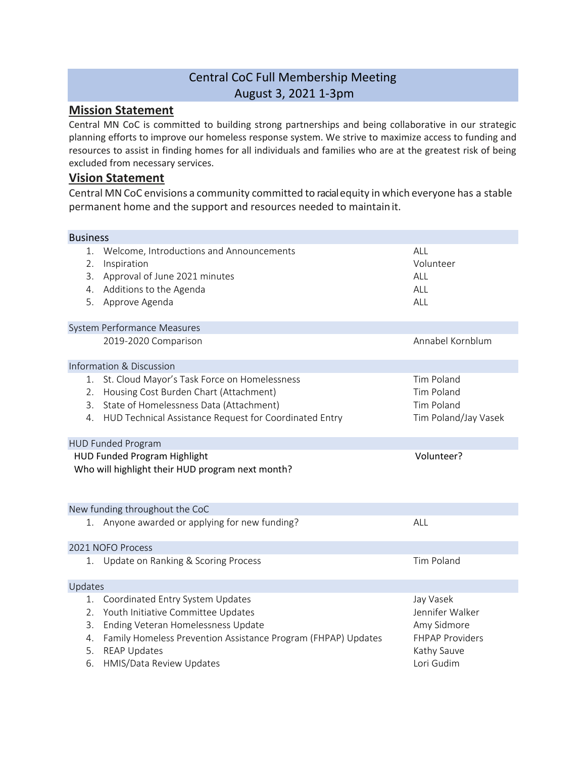# Central CoC Full Membership Meeting
# August 3, 2021 1-3pm

## Mission Statement

Central MN CoC is committed to building strong partnerships and being collaborative in our strategic planning efforts to improve our homeless response system. We strive to maximize access to funding and resources to assist in finding homes for all individuals and families who are at the greatest risk of being excluded from necessary services.

## Vision Statement

Central MN CoC envisions a community committed to racial equity in which everyone has a stable permanent home and the support and resources needed to maintain it.

| Business | |
|---|---|
| 1. Welcome, Introductions and Announcements | ALL |
| 2. Inspiration | Volunteer |
| 3. Approval of June 2021 minutes | ALL |
| 4. Additions to the Agenda | ALL |
| 5. Approve Agenda | ALL |
| **System Performance Measures** | |
| 2019-2020 Comparison | Annabel Kornblum |
| **Information & Discussion** | |
| 1. St. Cloud Mayor's Task Force on Homelessness | Tim Poland |
| 2. Housing Cost Burden Chart (Attachment) | Tim Poland |
| 3. State of Homelessness Data (Attachment) | Tim Poland |
| 4. HUD Technical Assistance Request for Coordinated Entry | Tim Poland/Jay Vasek |
| **HUD Funded Program** | |
| HUD Funded Program Highlight<br>Who will highlight their HUD program next month? | Volunteer? |
| **New funding throughout the CoC** | |
| 1. Anyone awarded or applying for new funding? | ALL |
| **2021 NOFO Process** | |
| 1. Update on Ranking & Scoring Process | Tim Poland |
| **Updates** | |
| 1. Coordinated Entry System Updates | Jay Vasek |
| 2. Youth Initiative Committee Updates | Jennifer Walker |
| 3. Ending Veteran Homelessness Update | Amy Sidmore |
| 4. Family Homeless Prevention Assistance Program (FHPAP) Updates | FHPAP Providers |
| 5. REAP Updates | Kathy Sauve |
| 6. HMIS/Data Review Updates | Lori Gudim |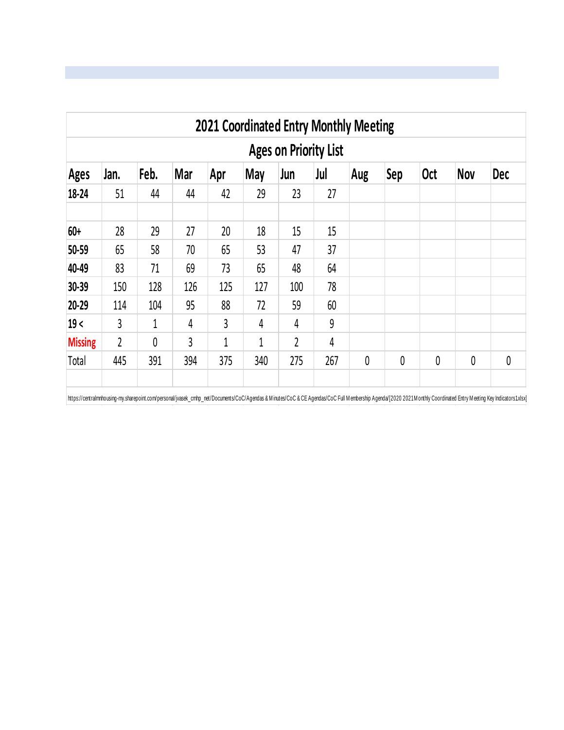| 2021 Coordinated Entry Monthly Meeting | | | | | | | | | | | | |
|---|---|---|---|---|---|---|---|---|---|---|---|---|
| Ages on Priority List | | | | | | | | | | | | |
| **Ages** | **Jan.** | **Feb.** | **Mar** | **Apr** | **May** | **Jun** | **Jul** | **Aug** | **Sep** | **Oct** | **Nov** | **Dec** |
| **18-24** | 51 | 44 | 44 | 42 | 29 | 23 | 27 | | | | | |
| | | | | | | | | | | | | |
| **60+** | 28 | 29 | 27 | 20 | 18 | 15 | 15 | | | | | |
| **50-59** | 65 | 58 | 70 | 65 | 53 | 47 | 37 | | | | | |
| **40-49** | 83 | 71 | 69 | 73 | 65 | 48 | 64 | | | | | |
| **30-39** | 150 | 128 | 126 | 125 | 127 | 100 | 78 | | | | | |
| **20-29** | 114 | 104 | 95 | 88 | 72 | 59 | 60 | | | | | |
| **19 <** | 3 | 1 | 4 | 3 | 4 | 4 | 9 | | | | | |
| **Missing** | 2 | 0 | 3 | 1 | 1 | 2 | 4 | | | | | |
| Total | 445 | 391 | 394 | 375 | 340 | 275 | 267 | 0 | 0 | 0 | 0 | 0 |

https://centralmnhousing-my.sharepoint.com/personal/jvasek_cmhp_net/Documents/CoC/Agendas & Minutes/CoC & CE Agendas/CoC Full Membership Agenda/[2020 2021Monthly Coordinated Entry Meeting Key Indicators1.xlsx]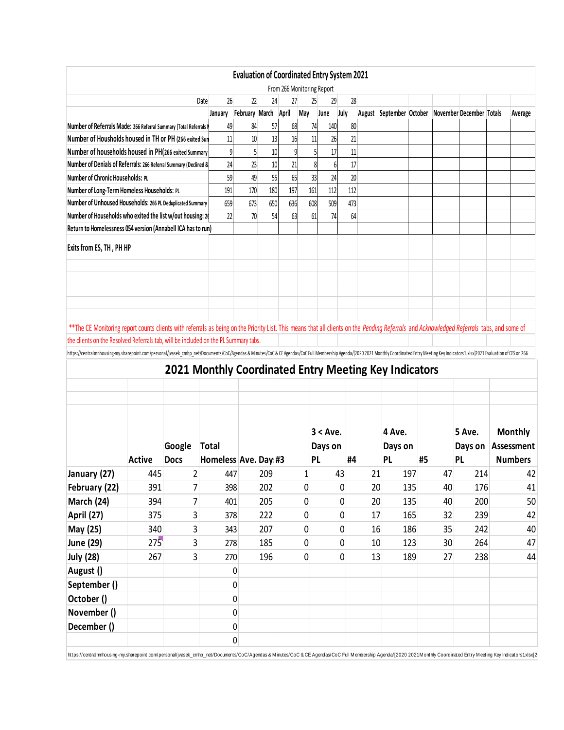## Evaluation of Coordinated Entry System 2021

From 266 Monitoring Report

| Date | 26 | 22 | 24 | 27 | 25 | 29 | 28 | | | | | | | |
|---|---|---|---|---|---|---|---|---|---|---|---|---|---|---|
| | January | February | March | April | May | June | July | August | September | October | November | December | Totals | Average |
| Number of Referrals Made: 266 Referral Summary (Total Referrals M | 49 | 84 | 57 | 68 | 74 | 140 | 80 | | | | | | | |
| Number of Housholds housed in TH or PH (266 exited Sun | 11 | 10 | 13 | 16 | 11 | 26 | 21 | | | | | | | |
| Number of households housed in PH(266 exited Summary | 9 | 5 | 10 | 9 | 5 | 17 | 11 | | | | | | | |
| Number of Denials of Referrals: 266 Referral Summary (Declined & | 24 | 23 | 10 | 21 | 8 | 6 | 17 | | | | | | | |
| Number of Chronic Households: PL | 59 | 49 | 55 | 65 | 33 | 24 | 20 | | | | | | | |
| Number of Long-Term Homeless Households: PL | 191 | 170 | 180 | 197 | 161 | 112 | 112 | | | | | | | |
| Number of Unhoused Households: 266 PL Deduplicated Summary | 659 | 673 | 650 | 636 | 608 | 509 | 473 | | | | | | | |
| Number of Households who exited the list w/out housing: 26 | 22 | 70 | 54 | 63 | 61 | 74 | 64 | | | | | | | |
| Return to Homelessness 054 version (Annabell ICA has to run) | | | | | | | | | | | | | | |
| Exits from ES, TH , PH HP | | | | | | | | | | | | | | |

**The CE Monitoring report counts clients with referrals as being on the Priority List. This means that all clients on the *Pending Referrals* and *Acknowledged Referrals* tabs, and some of the clients on the Resolved Referrals tab, will be included on the PL Summary tabs.

https://centralmnhousing-my.sharepoint.com/personal/jvasek_cmhp_net/Documents/CoC/Agendas & Minutes/CoC & CE Agendas/CoC Full Membership Agenda/[2020 2021 Monthly Coordinated Entry Meeting Key Indicators1.xlsx]2021 Evaluation of CES on 266

## 2021 Monthly Coordinated Entry Meeting Key Indicators

| | Active | Google Docs | Total Homeless | Ave. Day | #3 | 3 < Ave. Days on PL | #4 | 4 Ave. Days on PL | #5 | 5 Ave. Days on PL | Monthly Assessment Numbers |
|---|---|---|---|---|---|---|---|---|---|---|---|
| January (27) | 445 | 2 | 447 | 209 | 1 | 43 | 21 | 197 | 47 | 214 | 42 |
| February (22) | 391 | 7 | 398 | 202 | 0 | 0 | 20 | 135 | 40 | 176 | 41 |
| March (24) | 394 | 7 | 401 | 205 | 0 | 0 | 20 | 135 | 40 | 200 | 50 |
| April (27) | 375 | 3 | 378 | 222 | 0 | 0 | 17 | 165 | 32 | 239 | 42 |
| May (25) | 340 | 3 | 343 | 207 | 0 | 0 | 16 | 186 | 35 | 242 | 40 |
| June (29) | 275 | 3 | 278 | 185 | 0 | 0 | 10 | 123 | 30 | 264 | 47 |
| July (28) | 267 | 3 | 270 | 196 | 0 | 0 | 13 | 189 | 27 | 238 | 44 |
| August () | | | 0 | | | | | | | | |
| September () | | | 0 | | | | | | | | |
| October () | | | 0 | | | | | | | | |
| November () | | | 0 | | | | | | | | |
| December () | | | 0 | | | | | | | | |
| | | | 0 | | | | | | | | |

https://centralmnhousing-my.sharepoint.com/personal/jvasek_cmhp_net/Documents/CoC/Agendas & Minutes/CoC & CE Agendas/CoC Full Membership Agenda/[2020 2021Monthly Coordinated Entry Meeting Key Indicators1xlsx]2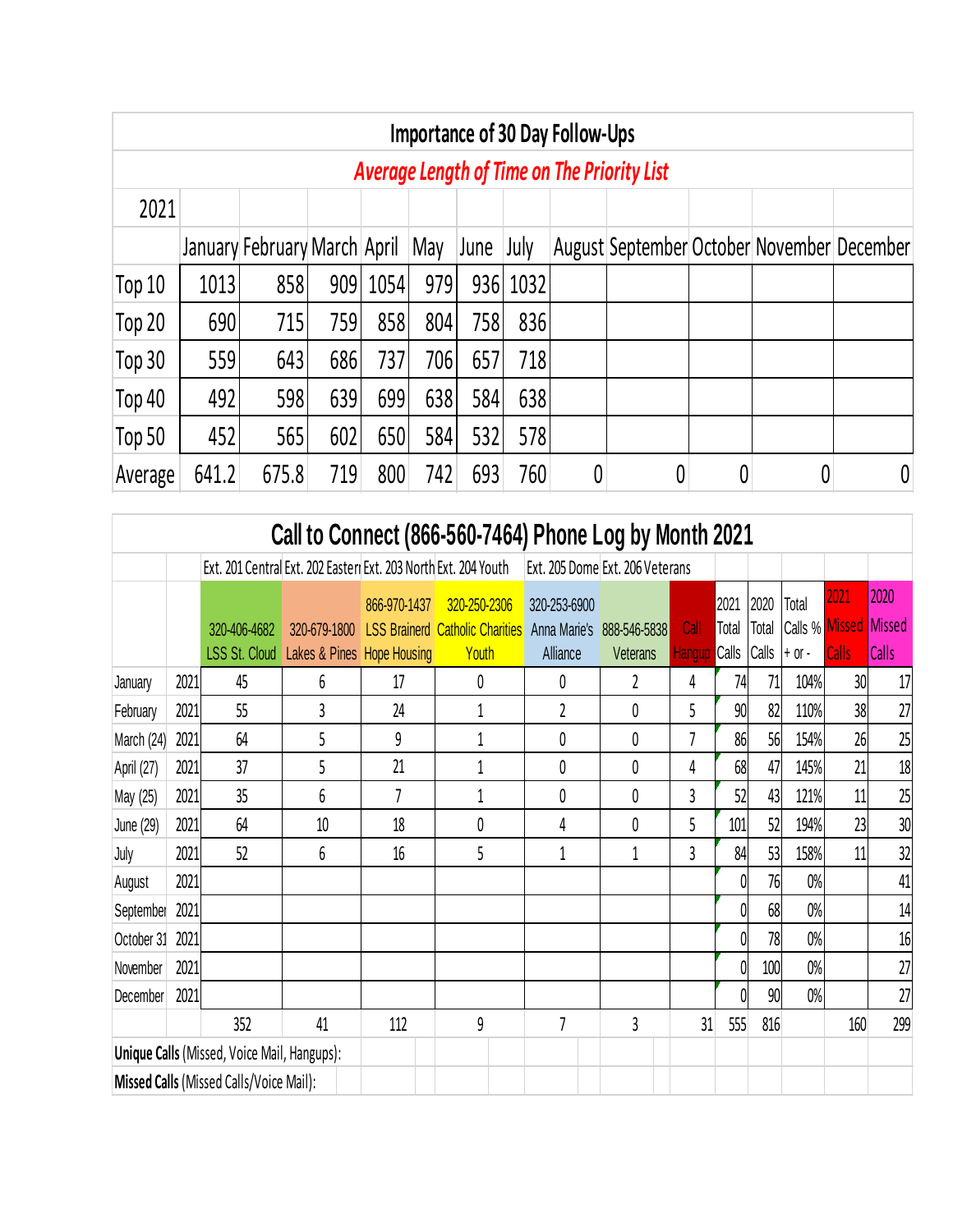# Importance of 30 Day Follow-Ups

## *Average Length of Time on The Priority List*

| 2021 | January | February | March | April | May | June | July | August | September | October | November | December |
|---|---|---|---|---|---|---|---|---|---|---|---|---|
| Top 10 | 1013 | 858 | 909 | 1054 | 979 | 936 | 1032 | | | | | |
| Top 20 | 690 | 715 | 759 | 858 | 804 | 758 | 836 | | | | | |
| Top 30 | 559 | 643 | 686 | 737 | 706 | 657 | 718 | | | | | |
| Top 40 | 492 | 598 | 639 | 699 | 638 | 584 | 638 | | | | | |
| Top 50 | 452 | 565 | 602 | 650 | 584 | 532 | 578 | | | | | |
| Average | 641.2 | 675.8 | 719 | 800 | 742 | 693 | 760 | 0 | 0 | 0 | 0 | 0 |

# Call to Connect (866-560-7464) Phone Log by Month 2021

| | | Ext. 201 Central | Ext. 202 Eastern | Ext. 203 North | Ext. 204 Youth | Ext. 205 Dome | Ext. 206 Veterans | | | | | | |
|---|---|---|---|---|---|---|---|---|---|---|---|---|---|
| | | 320-406-4682 LSS St. Cloud | 320-679-1800 Lakes & Pines | 866-970-1437 LSS Brainerd Hope Housing | 320-250-2306 Catholic Charities Youth | 320-253-6900 Anna Marie's Alliance | 888-546-5838 Veterans | Call Hangup | 2021 Total Calls | 2020 Total Calls | Total Calls % + or - | 2021 Missed Calls | 2020 Missed Calls |
| January | 2021 | 45 | 6 | 17 | 0 | 0 | 2 | 4 | 74 | 71 | 104% | 30 | 17 |
| February | 2021 | 55 | 3 | 24 | 1 | 2 | 0 | 5 | 90 | 82 | 110% | 38 | 27 |
| March (24) | 2021 | 64 | 5 | 9 | 1 | 0 | 0 | 7 | 86 | 56 | 154% | 26 | 25 |
| April (27) | 2021 | 37 | 5 | 21 | 1 | 0 | 0 | 4 | 68 | 47 | 145% | 21 | 18 |
| May (25) | 2021 | 35 | 6 | 7 | 1 | 0 | 0 | 3 | 52 | 43 | 121% | 11 | 25 |
| June (29) | 2021 | 64 | 10 | 18 | 0 | 4 | 0 | 5 | 101 | 52 | 194% | 23 | 30 |
| July | 2021 | 52 | 6 | 16 | 5 | 1 | 1 | 3 | 84 | 53 | 158% | 11 | 32 |
| August | 2021 | | | | | | | | 0 | 76 | 0% | | 41 |
| September | 2021 | | | | | | | | 0 | 68 | 0% | | 14 |
| October 31 | 2021 | | | | | | | | 0 | 78 | 0% | | 16 |
| November | 2021 | | | | | | | | 0 | 100 | 0% | | 27 |
| December | 2021 | | | | | | | | 0 | 90 | 0% | | 27 |
| | | 352 | 41 | 112 | 9 | 7 | 3 | 31 | 555 | 816 | | 160 | 299 |
| **Unique Calls** (Missed, Voice Mail, Hangups): | | | | | | | | | | | | | |
| **Missed Calls** (Missed Calls/Voice Mail): | | | | | | | | | | | | | |